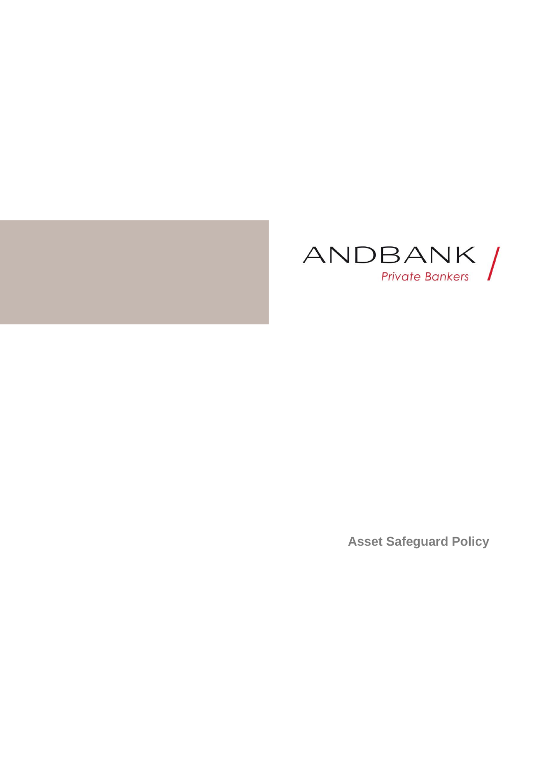ANDBANK

*Private Bankers*

# Asset Safeguard Policy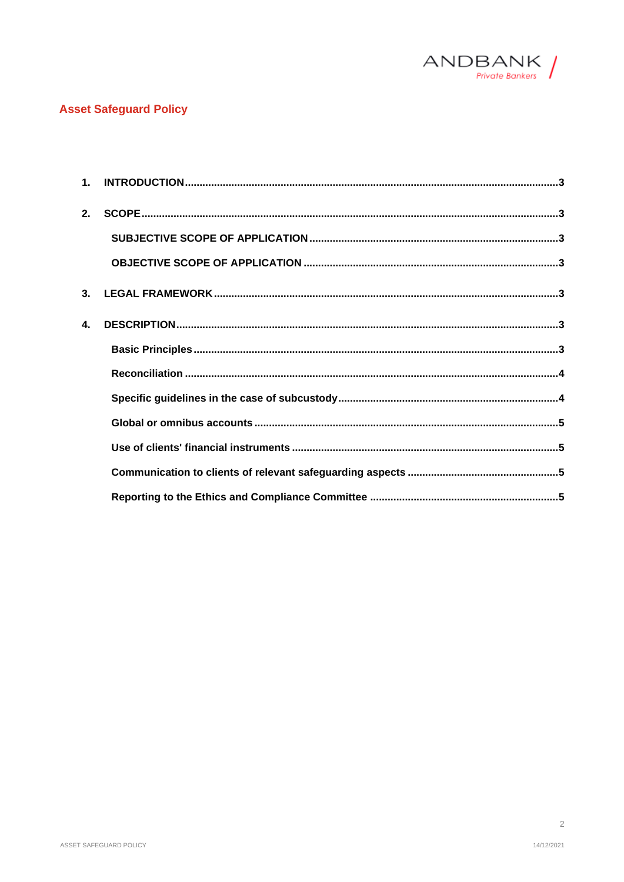## Asset Safeguard Policy

1. **INTRODUCTION** .....3
2. **SCOPE** .....3
   - **SUBJECTIVE SCOPE OF APPLICATION** .....3
   - **OBJECTIVE SCOPE OF APPLICATION** .....3
3. **LEGAL FRAMEWORK** .....3
4. **DESCRIPTION** .....3
   - **Basic Principles** .....3
   - **Reconciliation** .....4
   - **Specific guidelines in the case of subcustody** .....4
   - **Global or omnibus accounts** .....5
   - **Use of clients' financial instruments** .....5
   - **Communication to clients of relevant safeguarding aspects** .....5
   - **Reporting to the Ethics and Compliance Committee** .....5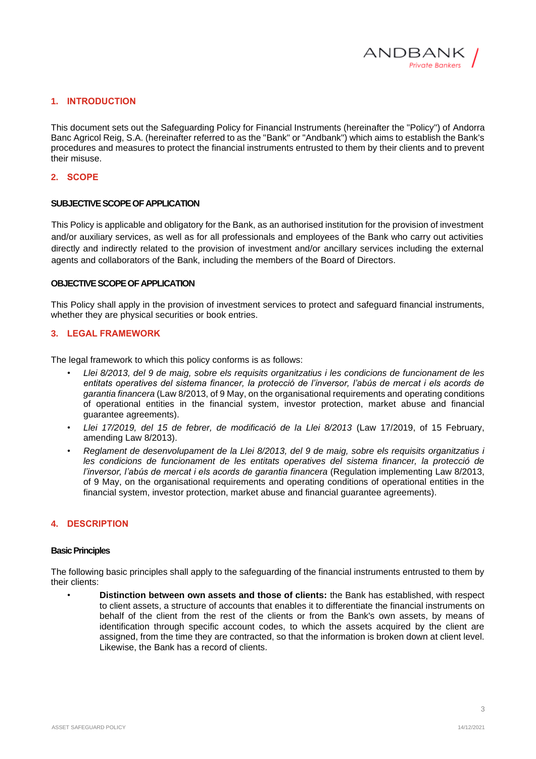## 1. INTRODUCTION

This document sets out the Safeguarding Policy for Financial Instruments (hereinafter the "Policy") of Andorra Banc Agricol Reig, S.A. (hereinafter referred to as the "Bank" or "Andbank") which aims to establish the Bank's procedures and measures to protect the financial instruments entrusted to them by their clients and to prevent their misuse.

## 2. SCOPE

**SUBJECTIVE SCOPE OF APPLICATION**

This Policy is applicable and obligatory for the Bank, as an authorised institution for the provision of investment and/or auxiliary services, as well as for all professionals and employees of the Bank who carry out activities directly and indirectly related to the provision of investment and/or ancillary services including the external agents and collaborators of the Bank, including the members of the Board of Directors.

**OBJECTIVE SCOPE OF APPLICATION**

This Policy shall apply in the provision of investment services to protect and safeguard financial instruments, whether they are physical securities or book entries.

## 3. LEGAL FRAMEWORK

The legal framework to which this policy conforms is as follows:

- *Llei 8/2013, del 9 de maig, sobre els requisits organitzatius i les condicions de funcionament de les entitats operatives del sistema financer, la protecció de l'inversor, l'abús de mercat i els acords de garantia financera* (Law 8/2013, of 9 May, on the organisational requirements and operating conditions of operational entities in the financial system, investor protection, market abuse and financial guarantee agreements).
- *Llei 17/2019, del 15 de febrer, de modificació de la Llei 8/2013* (Law 17/2019, of 15 February, amending Law 8/2013).
- *Reglament de desenvolupament de la Llei 8/2013, del 9 de maig, sobre els requisits organitzatius i les condicions de funcionament de les entitats operatives del sistema financer, la protecció de l'inversor, l'abús de mercat i els acords de garantia financera* (Regulation implementing Law 8/2013, of 9 May, on the organisational requirements and operating conditions of operational entities in the financial system, investor protection, market abuse and financial guarantee agreements).

## 4. DESCRIPTION

**Basic Principles**

The following basic principles shall apply to the safeguarding of the financial instruments entrusted to them by their clients:

- **Distinction between own assets and those of clients:** the Bank has established, with respect to client assets, a structure of accounts that enables it to differentiate the financial instruments on behalf of the client from the rest of the clients or from the Bank's own assets, by means of identification through specific account codes, to which the assets acquired by the client are assigned, from the time they are contracted, so that the information is broken down at client level. Likewise, the Bank has a record of clients.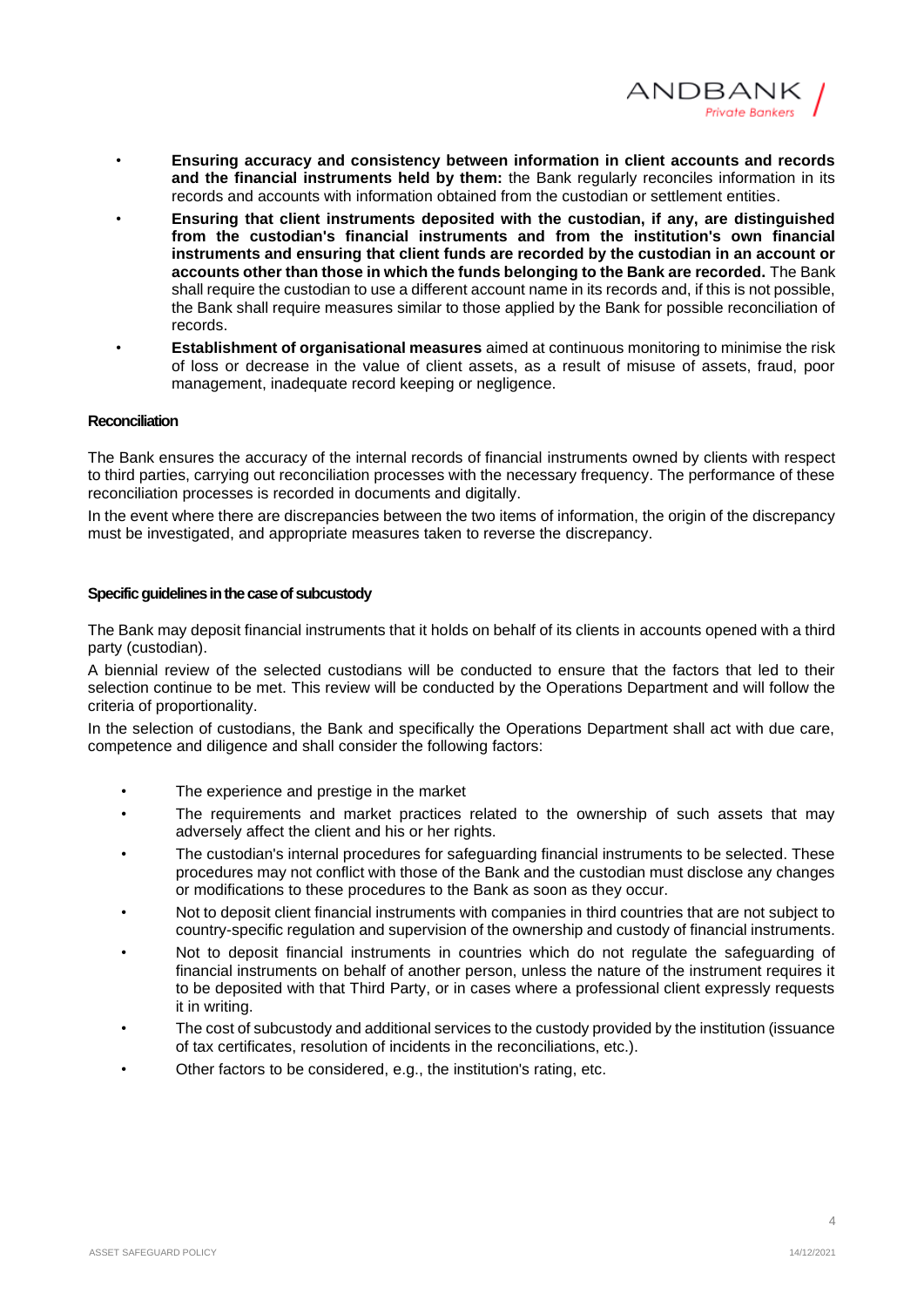- **Ensuring accuracy and consistency between information in client accounts and records and the financial instruments held by them:** the Bank regularly reconciles information in its records and accounts with information obtained from the custodian or settlement entities.
- **Ensuring that client instruments deposited with the custodian, if any, are distinguished from the custodian's financial instruments and from the institution's own financial instruments and ensuring that client funds are recorded by the custodian in an account or accounts other than those in which the funds belonging to the Bank are recorded.** The Bank shall require the custodian to use a different account name in its records and, if this is not possible, the Bank shall require measures similar to those applied by the Bank for possible reconciliation of records.
- **Establishment of organisational measures** aimed at continuous monitoring to minimise the risk of loss or decrease in the value of client assets, as a result of misuse of assets, fraud, poor management, inadequate record keeping or negligence.

**Reconciliation**

The Bank ensures the accuracy of the internal records of financial instruments owned by clients with respect to third parties, carrying out reconciliation processes with the necessary frequency. The performance of these reconciliation processes is recorded in documents and digitally.

In the event where there are discrepancies between the two items of information, the origin of the discrepancy must be investigated, and appropriate measures taken to reverse the discrepancy.

**Specific guidelines in the case of subcustody**

The Bank may deposit financial instruments that it holds on behalf of its clients in accounts opened with a third party (custodian).

A biennial review of the selected custodians will be conducted to ensure that the factors that led to their selection continue to be met. This review will be conducted by the Operations Department and will follow the criteria of proportionality.

In the selection of custodians, the Bank and specifically the Operations Department shall act with due care, competence and diligence and shall consider the following factors:

- The experience and prestige in the market
- The requirements and market practices related to the ownership of such assets that may adversely affect the client and his or her rights.
- The custodian's internal procedures for safeguarding financial instruments to be selected. These procedures may not conflict with those of the Bank and the custodian must disclose any changes or modifications to these procedures to the Bank as soon as they occur.
- Not to deposit client financial instruments with companies in third countries that are not subject to country-specific regulation and supervision of the ownership and custody of financial instruments.
- Not to deposit financial instruments in countries which do not regulate the safeguarding of financial instruments on behalf of another person, unless the nature of the instrument requires it to be deposited with that Third Party, or in cases where a professional client expressly requests it in writing.
- The cost of subcustody and additional services to the custody provided by the institution (issuance of tax certificates, resolution of incidents in the reconciliations, etc.).
- Other factors to be considered, e.g., the institution's rating, etc.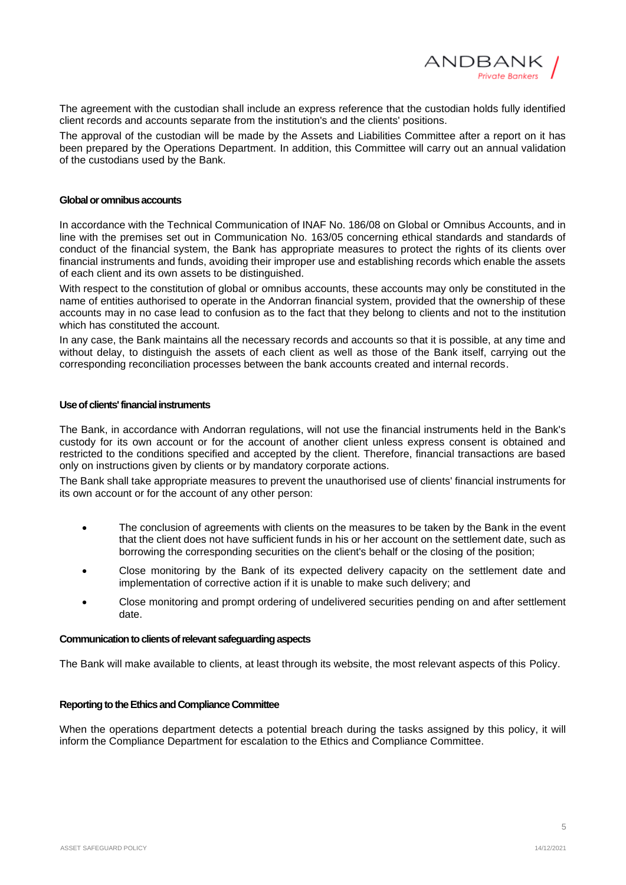The agreement with the custodian shall include an express reference that the custodian holds fully identified client records and accounts separate from the institution's and the clients' positions.

The approval of the custodian will be made by the Assets and Liabilities Committee after a report on it has been prepared by the Operations Department. In addition, this Committee will carry out an annual validation of the custodians used by the Bank.

**Global or omnibus accounts**

In accordance with the Technical Communication of INAF No. 186/08 on Global or Omnibus Accounts, and in line with the premises set out in Communication No. 163/05 concerning ethical standards and standards of conduct of the financial system, the Bank has appropriate measures to protect the rights of its clients over financial instruments and funds, avoiding their improper use and establishing records which enable the assets of each client and its own assets to be distinguished.

With respect to the constitution of global or omnibus accounts, these accounts may only be constituted in the name of entities authorised to operate in the Andorran financial system, provided that the ownership of these accounts may in no case lead to confusion as to the fact that they belong to clients and not to the institution which has constituted the account.

In any case, the Bank maintains all the necessary records and accounts so that it is possible, at any time and without delay, to distinguish the assets of each client as well as those of the Bank itself, carrying out the corresponding reconciliation processes between the bank accounts created and internal records.

**Use of clients' financial instruments**

The Bank, in accordance with Andorran regulations, will not use the financial instruments held in the Bank's custody for its own account or for the account of another client unless express consent is obtained and restricted to the conditions specified and accepted by the client. Therefore, financial transactions are based only on instructions given by clients or by mandatory corporate actions.

The Bank shall take appropriate measures to prevent the unauthorised use of clients' financial instruments for its own account or for the account of any other person:

- The conclusion of agreements with clients on the measures to be taken by the Bank in the event that the client does not have sufficient funds in his or her account on the settlement date, such as borrowing the corresponding securities on the client's behalf or the closing of the position;
- Close monitoring by the Bank of its expected delivery capacity on the settlement date and implementation of corrective action if it is unable to make such delivery; and
- Close monitoring and prompt ordering of undelivered securities pending on and after settlement date.

**Communication to clients of relevant safeguarding aspects**

The Bank will make available to clients, at least through its website, the most relevant aspects of this Policy.

**Reporting to the Ethics and Compliance Committee**

When the operations department detects a potential breach during the tasks assigned by this policy, it will inform the Compliance Department for escalation to the Ethics and Compliance Committee.